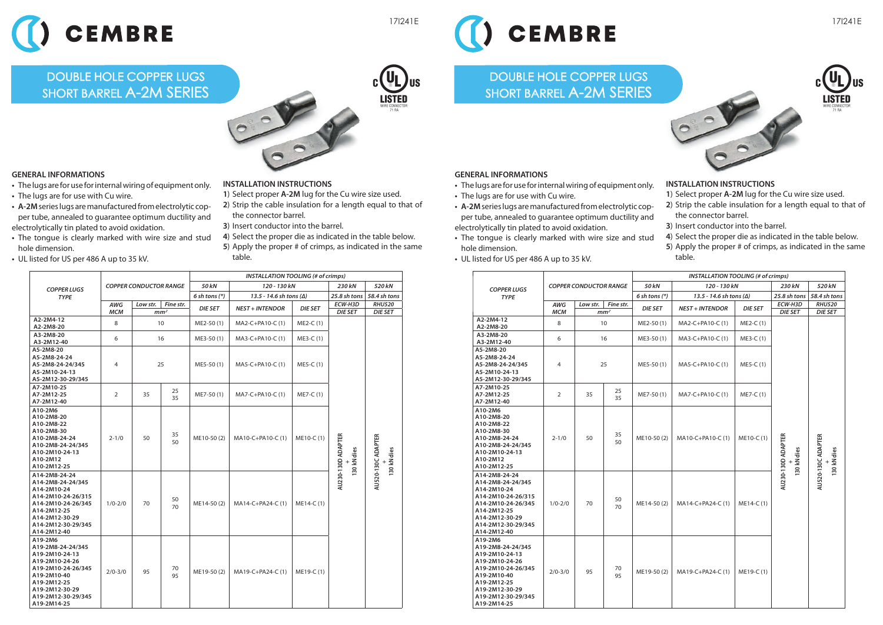# CEMBRE

## DOUBLE HOLE COPPER LUGS SHORT BARREL A-2M SERIES

### GENERAL INFORMATIONS

- The lugs are for use for internal wiring of equipment only.
- The lugs are for use with Cu wire.
- **A-2M** series lugs are manufactured from electrolytic copper tube, annealed to guarantee optimum ductility and electrolytically tin plated to avoid oxidation.
- The tongue is clearly marked with wire size and stud hole dimension.
- UL listed for US per 486 A up to 35 kV.

### INSTALLATION INSTRUCTIONS

1) Select proper **A-2M** lug for the Cu wire size used.
2) Strip the cable insulation for a length equal to that of the connector barrel.
3) Insert conductor into the barrel.
4) Select the proper die as indicated in the table below.
5) Apply the proper # of crimps, as indicated in the same table.

| COPPER LUGS TYPE | COPPER CONDUCTOR RANGE | | | INSTALLATION TOOLING (# of crimps) | | | | |
|---|---|---|---|---|---|---|---|---|
| | | | | 50 kN | 120 - 130 kN | | 230 kN | 520 kN |
| | | | | 6 sh tons (*) | 13.5 - 14.6 sh tons (Δ) | | 25.8 sh tons | 58.4 sh tons |
| | AWG MCM | Low str. mm² | Fine str. mm² | DIE SET | NEST + INTENDOR | DIE SET | ECW-H3D DIE SET | RHU520 DIE SET |
| A2-2M4-12<br>A2-2M8-20 | 8 | 10 | | ME2-50 (1) | MA2-C+PA10-C (1) | ME2-C (1) | AU230-130D ADAPTER + 130 kN dies | AU520-130C ADAPTER + 130 kN dies |
| A3-2M8-20<br>A3-2M12-40 | 6 | 16 | | ME3-50 (1) | MA3-C+PA10-C (1) | ME3-C (1) | | |
| A5-2M8-20<br>A5-2M8-24-24<br>A5-2M8-24-24/345<br>A5-2M10-24-13<br>A5-2M12-30-29/345 | 4 | 25 | | ME5-50 (1) | MA5-C+PA10-C (1) | ME5-C (1) | | |
| A7-2M10-25<br>A7-2M12-25<br>A7-2M12-40 | 2 | 35 | 25<br>35 | ME7-50 (1) | MA7-C+PA10-C (1) | ME7-C (1) | | |
| A10-2M6<br>A10-2M8-20<br>A10-2M8-22<br>A10-2M8-30<br>A10-2M8-24-24<br>A10-2M8-24-24/345<br>A10-2M10-24-13<br>A10-2M12<br>A10-2M12-25 | 2-1/0 | 50 | 35<br>50 | ME10-50 (2) | MA10-C+PA10-C (1) | ME10-C (1) | | |
| A14-2M8-24-24<br>A14-2M8-24-24/345<br>A14-2M10-24<br>A14-2M10-24-26/315<br>A14-2M10-24-26/345<br>A14-2M12-25<br>A14-2M12-30-29<br>A14-2M12-30-29/345<br>A14-2M12-40 | 1/0-2/0 | 70 | 50<br>70 | ME14-50 (2) | MA14-C+PA24-C (1) | ME14-C (1) | | |
| A19-2M6<br>A19-2M8-24-24/345<br>A19-2M10-24-13<br>A19-2M10-24-26<br>A19-2M10-24-26/345<br>A19-2M10-40<br>A19-2M12-25<br>A19-2M12-30-29<br>A19-2M12-30-29/345<br>A19-2M14-25 | 2/0-3/0 | 95 | 70<br>95 | ME19-50 (2) | MA19-C+PA24-C (1) | ME19-C (1) | | |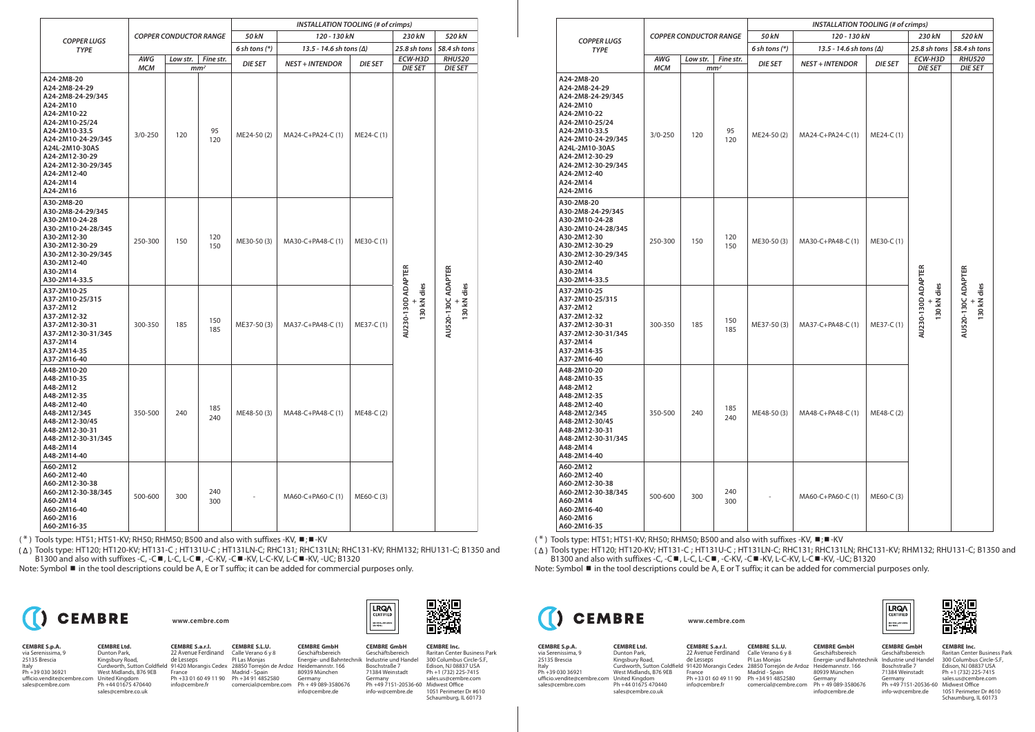| COPPER LUGS TYPE | COPPER CONDUCTOR RANGE | | | INSTALLATION TOOLING (# of crimps) | | | | |
|---|---|---|---|---|---|---|---|---|
| | | | | 50 kN | 120 - 130 kN | | 230 kN | 520 kN |
| | | | | 6 sh tons (*) | 13.5 - 14.6 sh tons (Δ) | | 25.8 sh tons | 58.4 sh tons |
| | AWG MCM | Low str. mm² | Fine str. mm² | DIE SET | NEST + INTENDOR | DIE SET | ECW-H3D DIE SET | RHU520 DIE SET |
| A24-2M8-20<br>A24-2M8-24-29<br>A24-2M8-24-29/345<br>A24-2M10<br>A24-2M10-22<br>A24-2M10-25/24<br>A24-2M10-33.5<br>A24-2M10-24-29/345<br>A24L-2M10-30AS<br>A24-2M12-30-29<br>A24-2M12-30-29/345<br>A24-2M12-40<br>A24-2M14<br>A24-2M16 | 3/0-250 | 120 | 95<br>120 | ME24-50 (2) | MA24-C+PA24-C (1) | ME24-C (1) | AU230-130D ADAPTER + 130 kN dies | AU520-130C ADAPTER + 130 kN dies |
| A30-2M8-20<br>A30-2M8-24-29/345<br>A30-2M10-24-28<br>A30-2M10-24-28/345<br>A30-2M12-30<br>A30-2M12-30-29<br>A30-2M12-30-29/345<br>A30-2M12-40<br>A30-2M14<br>A30-2M14-33.5 | 250-300 | 150 | 120<br>150 | ME30-50 (3) | MA30-C+PA48-C (1) | ME30-C (1) | | |
| A37-2M10-25<br>A37-2M10-25/315<br>A37-2M12<br>A37-2M12-32<br>A37-2M12-30-31<br>A37-2M12-30-31/345<br>A37-2M14<br>A37-2M14-35<br>A37-2M16-40 | 300-350 | 185 | 150<br>185 | ME37-50 (3) | MA37-C+PA48-C (1) | ME37-C (1) | | |
| A48-2M10-20<br>A48-2M10-35<br>A48-2M12<br>A48-2M12-35<br>A48-2M12-40<br>A48-2M12/345<br>A48-2M12-30/45<br>A48-2M12-30-31<br>A48-2M12-30-31/345<br>A48-2M14<br>A48-2M14-40 | 350-500 | 240 | 185<br>240 | ME48-50 (3) | MA48-C+PA48-C (1) | ME48-C (2) | | |
| A60-2M12<br>A60-2M12-40<br>A60-2M12-30-38<br>A60-2M12-30-38/345<br>A60-2M14<br>A60-2M16-40<br>A60-2M16<br>A60-2M16-35 | 500-600 | 300 | 240<br>300 | - | MA60-C+PA60-C (1) | ME60-C (3) | | |

( * ) Tools type: HT51; HT51-KV; RH50; RHM50; B500 and also with suffixes -KV, ■; ■-KV

( Δ ) Tools type: HT120; HT120-KV; HT131-C ; HT131U-C ; HT131LN-C; RHC131; RHC131LN; RHC131-KV; RHM132; RHU131-C; B1350 and B1300 and also with suffixes -C, -C■, L-C, L-C■, -C-KV, -C■-KV, L-C-KV, L-C■-KV, -UC; B1320

Note: Symbol ■ in the tool descriptions could be A, E or T suffix; it can be added for commercial purposes only.

**CEMBRE** www.cembre.com

**CEMBRE S.p.A.** via Serenissima, 9 25135 Brescia Italy Ph +39 030 36921 ufficio.vendite@cembre.com sales@cembre.com

**CEMBRE Ltd.** Dunton Park, Kingsbury Road, Curdworth, Sutton Coldfield West Midlands, B76 9EB United Kingdom Ph +44 01675 470440 sales@cembre.co.uk

**CEMBRE S.a.r.l.** 22 Avenue Ferdinand de Lesseps 91420 Morangis Cedex France Ph +33 01 60 49 11 90 info@cembre.fr

**CEMBRE S.L.U.** Calle Verano 6 y 8 PI Las Monjas 28850 Torrejón de Ardoz Madrid - Spain Ph +34 91 4852580 comercial@cembre.com

**CEMBRE GmbH** Geschäftsbereich Energie- und Bahntechnik Heidemannstr. 166 80939 München Germany Ph + 49 089-3580676 info@cembre.de

**CEMBRE GmbH** Geschäftsbereich Industrie und Handel Boschstraße 7 71384 Weinstadt Germany Ph +49 7151-20536-60 info-w@cembre.de

**CEMBRE Inc.** Raritan Center Business Park 300 Columbus Circle-S.F, Edison, NJ 08837 USA Ph +1 (732) 225-7415 sales.us@cembre.com Midwest Office 1051 Perimeter Dr #610 Schaumburg, IL 60173

| COPPER LUGS TYPE | COPPER CONDUCTOR RANGE | | | INSTALLATION TOOLING (# of crimps) | | | | |
|---|---|---|---|---|---|---|---|---|
| | | | | 50 kN | 120 - 130 kN | | 230 kN | 520 kN |
| | | | | 6 sh tons (*) | 13.5 - 14.6 sh tons (Δ) | | 25.8 sh tons | 58.4 sh tons |
| | AWG MCM | Low str. mm² | Fine str. mm² | DIE SET | NEST + INTENDOR | DIE SET | ECW-H3D DIE SET | RHU520 DIE SET |
| A24-2M8-20<br>A24-2M8-24-29<br>A24-2M8-24-29/345<br>A24-2M10<br>A24-2M10-22<br>A24-2M10-25/24<br>A24-2M10-33.5<br>A24-2M10-24-29/345<br>A24L-2M10-30AS<br>A24-2M12-30-29<br>A24-2M12-30-29/345<br>A24-2M12-40<br>A24-2M14<br>A24-2M16 | 3/0-250 | 120 | 95<br>120 | ME24-50 (2) | MA24-C+PA24-C (1) | ME24-C (1) | AU230-130D ADAPTER + 130 kN dies | AU520-130C ADAPTER + 130 kN dies |
| A30-2M8-20<br>A30-2M8-24-29/345<br>A30-2M10-24-28<br>A30-2M10-24-28/345<br>A30-2M12-30<br>A30-2M12-30-29<br>A30-2M12-30-29/345<br>A30-2M12-40<br>A30-2M14<br>A30-2M14-33.5 | 250-300 | 150 | 120<br>150 | ME30-50 (3) | MA30-C+PA48-C (1) | ME30-C (1) | | |
| A37-2M10-25<br>A37-2M10-25/315<br>A37-2M12<br>A37-2M12-32<br>A37-2M12-30-31<br>A37-2M12-30-31/345<br>A37-2M14<br>A37-2M14-35<br>A37-2M16-40 | 300-350 | 185 | 150<br>185 | ME37-50 (3) | MA37-C+PA48-C (1) | ME37-C (1) | | |
| A48-2M10-20<br>A48-2M10-35<br>A48-2M12<br>A48-2M12-35<br>A48-2M12-40<br>A48-2M12/345<br>A48-2M12-30/45<br>A48-2M12-30-31<br>A48-2M12-30-31/345<br>A48-2M14<br>A48-2M14-40 | 350-500 | 240 | 185<br>240 | ME48-50 (3) | MA48-C+PA48-C (1) | ME48-C (2) | | |
| A60-2M12<br>A60-2M12-40<br>A60-2M12-30-38<br>A60-2M12-30-38/345<br>A60-2M14<br>A60-2M16-40<br>A60-2M16<br>A60-2M16-35 | 500-600 | 300 | 240<br>300 | - | MA60-C+PA60-C (1) | ME60-C (3) | | |

( * ) Tools type: HT51; HT51-KV; RH50; RHM50; B500 and also with suffixes -KV, ■; ■-KV

( Δ ) Tools type: HT120; HT120-KV; HT131-C ; HT131U-C ; HT131LN-C; RHC131; RHC131LN; RHC131-KV; RHM132; RHU131-C; B1350 and B1300 and also with suffixes -C, -C■, L-C, L-C■, -C-KV, -C■-KV, L-C-KV, L-C■-KV, -UC; B1320

Note: Symbol ■ in the tool descriptions could be A, E or T suffix; it can be added for commercial purposes only.

**CEMBRE** www.cembre.com

**CEMBRE S.p.A.** via Serenissima, 9 25135 Brescia Italy Ph +39 030 36921 ufficio.vendite@cembre.com sales@cembre.com

**CEMBRE Ltd.** Dunton Park, Kingsbury Road, Curdworth, Sutton Coldfield West Midlands, B76 9EB United Kingdom Ph +44 01675 470440 sales@cembre.co.uk

**CEMBRE S.a.r.l.** 22 Avenue Ferdinand de Lesseps 91420 Morangis Cedex France Ph +33 01 60 49 11 90 info@cembre.fr

**CEMBRE S.L.U.** Calle Verano 6 y 8 PI Las Monjas 28850 Torrejón de Ardoz Madrid - Spain Ph +34 91 4852580 comercial@cembre.com

**CEMBRE GmbH** Geschäftsbereich Energie- und Bahntechnik Heidemannstr. 166 80939 München Germany Ph + 49 089-3580676 info@cembre.de

**CEMBRE GmbH** Geschäftsbereich Industrie und Handel Boschstraße 7 71384 Weinstadt Germany Ph +49 7151-20536-60 info-w@cembre.de

**CEMBRE Inc.** Raritan Center Business Park 300 Columbus Circle-S.F, Edison, NJ 08837 USA Ph +1 (732) 225-7415 sales.us@cembre.com Midwest Office 1051 Perimeter Dr #610 Schaumburg, IL 60173